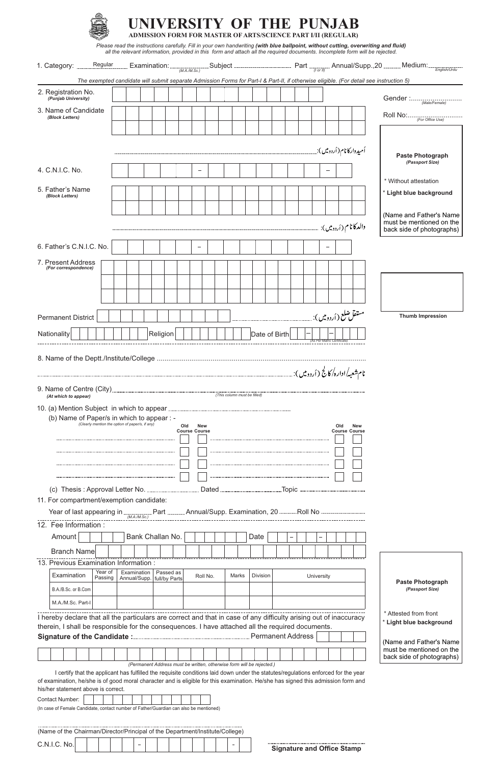# UNIVERSITY OF THE PUNJAB

**ADMISSION FORM FOR MASTER OF ARTS/SCIENCE PART I/II (REGULAR)**

*Please read the instructions carefully. Fill in your own handwriting **(with blue ballpoint, without cutting, overwriting and fluid)** all the relevant information, provided in this form and attach all the required documents. Incomplete form will be rejected.*

1. Category: Regular Examination: ............ (M.A./M.Sc.) Subject .................... Part ........ (I or II) Annual/Supp.,20 ........ Medium: ............ (English/Urdu)

*The exempted candidate will submit separate Admission Forms for Part-I & Part-II, if otherwise eligible. (For detail see instruction 5)*

2. Registration No. *(Punjab University)*

Gender : ..................... *(Male/Female)*

Roll No: ..................... *(For Office Use)*

3. Name of Candidate *(Block Letters)*

اُمیدوار کا نام (اُردو میں): .....................................

**Paste Photograph** *(Passport Size)*

- Without attestation
- **Light blue background**

(Name and Father's Name must be mentioned on the back side of photographs)

4. C.N.I.C. No. ______ – ______ – __

5. Father's Name *(Block Letters)*

والد کا نام (اُردو میں): .....................................

6. Father's C.N.I.C. No. ______ – ______ – __

7. Present Address *(For correspondence)*

**Thumb Impression**

Permanent District ............ مستقل ضلع (اُردو میں): ............

Nationality ............ Religion ............ Date of Birth __ – __ – __ *(As Per Matric Certificate)*

8. Name of the Deptt./Institute/College .....................................

نام شعبہ/ادارہ/کالج (اُردو میں): .....................................

9. Name of Centre (City) *(At which to appear)* ..................... *(This column must be filled)*

10. (a) Mention Subject in which to appear .....................................

(b) Name of Paper/s in which to appear : - *(Clearly mention the option of paper/s, if any)*

| Paper | Old Course | New Course | Paper | Old Course | New Course |
|---|---|---|---|---|---|
| | ☐ | ☐ | | ☐ | ☐ |
| | ☐ | ☐ | | ☐ | ☐ |
| | ☐ | ☐ | | ☐ | ☐ |
| | ☐ | ☐ | | ☐ | ☐ |

(c) Thesis : Approval Letter No. ............ Dated ............ Topic ............

11. For compartment/exemption candidate:

Year of last appearing in ........ (M.A./M.Sc.) Part ........ Annual/Supp. Examination, 20 ........ Roll No ............

12. Fee Information :

Amount ............ Bank Challan No. ............ Date __ – __ – ____

Branch Name ............

13. Previous Examination Information :

| Examination | Year of Passing | Examination Annual/Supp. | Passed as full/by Parts | Roll No. | Marks | Division | University |
|---|---|---|---|---|---|---|---|
| B.A./B.Sc. or B.Com | | | | | | | |
| M.A./M.Sc. Part-I | | | | | | | |

**Paste Photograph** *(Passport Size)*

- Attested from front
- **Light blue background**

(Name and Father's Name must be mentioned on the back side of photographs)

I hereby declare that all the particulars are correct and that in case of any difficulty arising out of inaccuracy therein, I shall be responsible for the consequences. I have attached all the required documents.

**Signature of the Candidate :** ..................... Permanent Address

*(Permanent Address must be written, otherwise form will be rejected.)*

I certify that the applicant has fulfilled the requisite conditions laid down under the statutes/regulations enforced for the year of examination, he/she is of good moral character and is eligible for this examination. He/she has signed this admission form and his/her statement above is correct.

Contact Number:

(In case of Female Candidate, contact number of Father/Guardian can also be mentioned)

.....................................

(Name of the Chairman/Director/Principal of the Department/Institute/College)

C.N.I.C. No. ______ – ______ – __

**Signature and Office Stamp**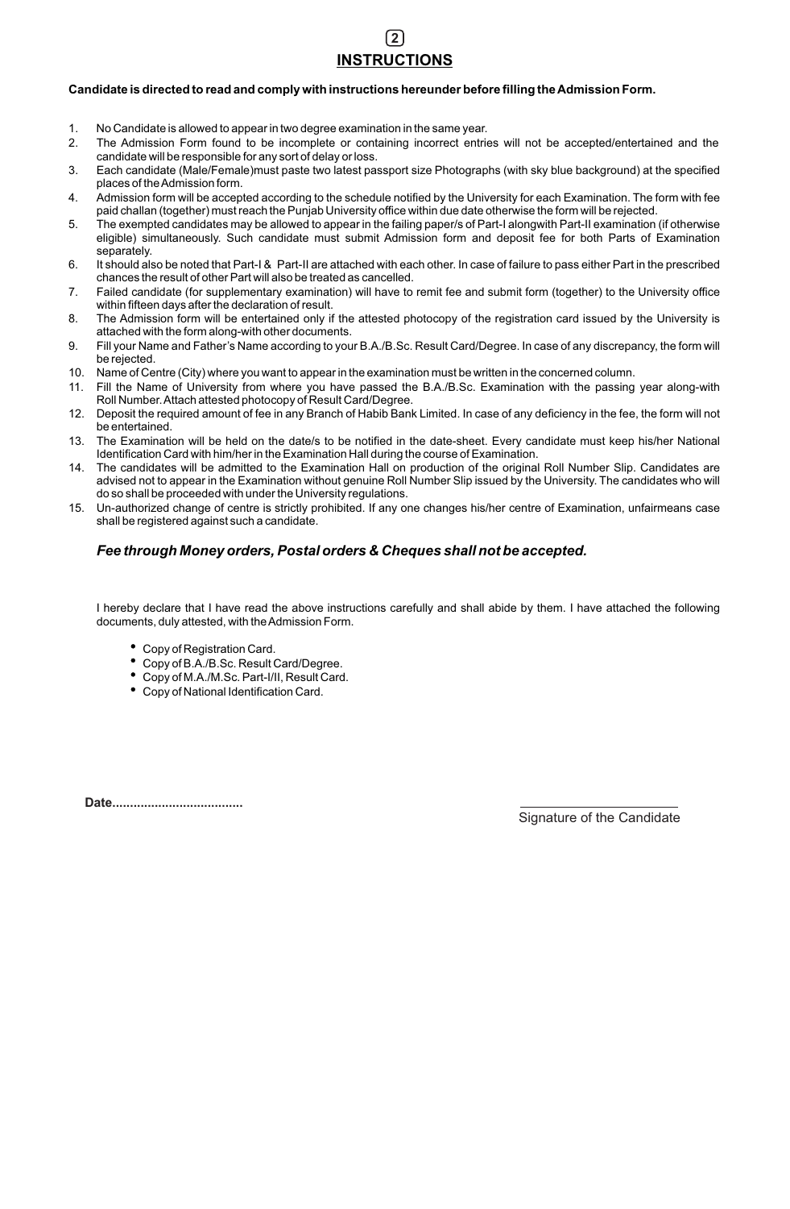## INSTRUCTIONS

**Candidate is directed to read and comply with instructions hereunder before filling the Admission Form.**

1. No Candidate is allowed to appear in two degree examination in the same year.
2. The Admission Form found to be incomplete or containing incorrect entries will not be accepted/entertained and the candidate will be responsible for any sort of delay or loss.
3. Each candidate (Male/Female)must paste two latest passport size Photographs (with sky blue background) at the specified places of the Admission form.
4. Admission form will be accepted according to the schedule notified by the University for each Examination. The form with fee paid challan (together) must reach the Punjab University office within due date otherwise the form will be rejected.
5. The exempted candidates may be allowed to appear in the failing paper/s of Part-I alongwith Part-II examination (if otherwise eligible) simultaneously. Such candidate must submit Admission form and deposit fee for both Parts of Examination separately.
6. It should also be noted that Part-I & Part-II are attached with each other. In case of failure to pass either Part in the prescribed chances the result of other Part will also be treated as cancelled.
7. Failed candidate (for supplementary examination) will have to remit fee and submit form (together) to the University office within fifteen days after the declaration of result.
8. The Admission form will be entertained only if the attested photocopy of the registration card issued by the University is attached with the form along-with other documents.
9. Fill your Name and Father's Name according to your B.A./B.Sc. Result Card/Degree. In case of any discrepancy, the form will be rejected.
10. Name of Centre (City) where you want to appear in the examination must be written in the concerned column.
11. Fill the Name of University from where you have passed the B.A./B.Sc. Examination with the passing year along-with Roll Number. Attach attested photocopy of Result Card/Degree.
12. Deposit the required amount of fee in any Branch of Habib Bank Limited. In case of any deficiency in the fee, the form will not be entertained.
13. The Examination will be held on the date/s to be notified in the date-sheet. Every candidate must keep his/her National Identification Card with him/her in the Examination Hall during the course of Examination.
14. The candidates will be admitted to the Examination Hall on production of the original Roll Number Slip. Candidates are advised not to appear in the Examination without genuine Roll Number Slip issued by the University. The candidates who will do so shall be proceeded with under the University regulations.
15. Un-authorized change of centre is strictly prohibited. If any one changes his/her centre of Examination, unfairmeans case shall be registered against such a candidate.

***Fee through Money orders, Postal orders & Cheques shall not be accepted.***

I hereby declare that I have read the above instructions carefully and shall abide by them. I have attached the following documents, duly attested, with the Admission Form.

- Copy of Registration Card.
- Copy of B.A./B.Sc. Result Card/Degree.
- Copy of M.A./M.Sc. Part-I/II, Result Card.
- Copy of National Identification Card.

**Date....................................**

Signature of the Candidate